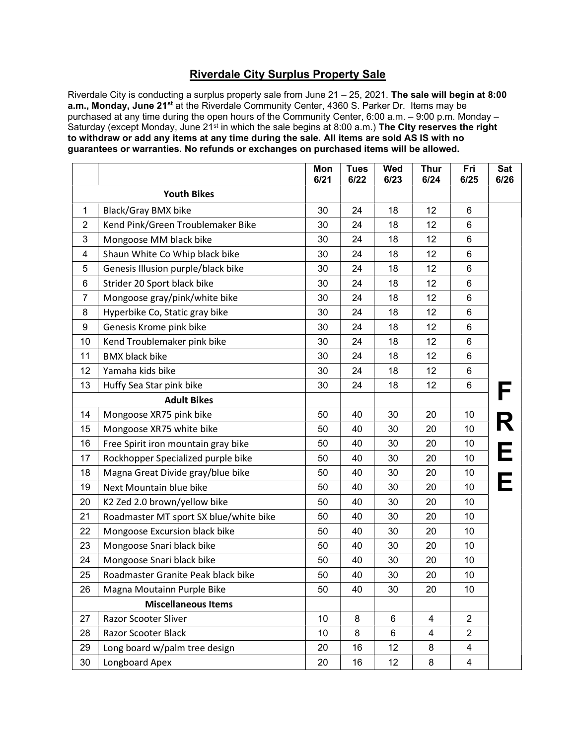## Riverdale City Surplus Property Sale

Riverdale City is conducting a surplus property sale from June 21 – 25, 2021. **The sale will begin at 8:00 a.m., Monday, June 21st** at the Riverdale Community Center, 4360 S. Parker Dr. Items may be purchased at any time during the open hours of the Community Center, 6:00 a.m. – 9:00 p.m. Monday – Saturday (except Monday, June 21st in which the sale begins at 8:00 a.m.) **The City reserves the right to withdraw or add any items at any time during the sale. All items are sold AS IS with no guarantees or warranties. No refunds or exchanges on purchased items will be allowed.**

| | | Mon 6/21 | Tues 6/22 | Wed 6/23 | Thur 6/24 | Fri 6/25 | Sat 6/26 |
|---|---|---|---|---|---|---|---|
| | **Youth Bikes** | | | | | | |
| 1 | Black/Gray BMX bike | 30 | 24 | 18 | 12 | 6 | FREE |
| 2 | Kend Pink/Green Troublemaker Bike | 30 | 24 | 18 | 12 | 6 | FREE |
| 3 | Mongoose MM black bike | 30 | 24 | 18 | 12 | 6 | FREE |
| 4 | Shaun White Co Whip black bike | 30 | 24 | 18 | 12 | 6 | FREE |
| 5 | Genesis Illusion purple/black bike | 30 | 24 | 18 | 12 | 6 | FREE |
| 6 | Strider 20 Sport black bike | 30 | 24 | 18 | 12 | 6 | FREE |
| 7 | Mongoose gray/pink/white bike | 30 | 24 | 18 | 12 | 6 | FREE |
| 8 | Hyperbike Co, Static gray bike | 30 | 24 | 18 | 12 | 6 | FREE |
| 9 | Genesis Krome pink bike | 30 | 24 | 18 | 12 | 6 | FREE |
| 10 | Kend Troublemaker pink bike | 30 | 24 | 18 | 12 | 6 | FREE |
| 11 | BMX black bike | 30 | 24 | 18 | 12 | 6 | FREE |
| 12 | Yamaha kids bike | 30 | 24 | 18 | 12 | 6 | FREE |
| 13 | Huffy Sea Star pink bike | 30 | 24 | 18 | 12 | 6 | FREE |
| | **Adult Bikes** | | | | | | |
| 14 | Mongoose XR75 pink bike | 50 | 40 | 30 | 20 | 10 | FREE |
| 15 | Mongoose XR75 white bike | 50 | 40 | 30 | 20 | 10 | FREE |
| 16 | Free Spirit iron mountain gray bike | 50 | 40 | 30 | 20 | 10 | FREE |
| 17 | Rockhopper Specialized purple bike | 50 | 40 | 30 | 20 | 10 | FREE |
| 18 | Magna Great Divide gray/blue bike | 50 | 40 | 30 | 20 | 10 | FREE |
| 19 | Next Mountain blue bike | 50 | 40 | 30 | 20 | 10 | FREE |
| 20 | K2 Zed 2.0 brown/yellow bike | 50 | 40 | 30 | 20 | 10 | FREE |
| 21 | Roadmaster MT sport SX blue/white bike | 50 | 40 | 30 | 20 | 10 | FREE |
| 22 | Mongoose Excursion black bike | 50 | 40 | 30 | 20 | 10 | FREE |
| 23 | Mongoose Snari black bike | 50 | 40 | 30 | 20 | 10 | FREE |
| 24 | Mongoose Snari black bike | 50 | 40 | 30 | 20 | 10 | FREE |
| 25 | Roadmaster Granite Peak black bike | 50 | 40 | 30 | 20 | 10 | FREE |
| 26 | Magna Moutainn Purple Bike | 50 | 40 | 30 | 20 | 10 | FREE |
| | **Miscellaneous Items** | | | | | | |
| 27 | Razor Scooter Sliver | 10 | 8 | 6 | 4 | 2 | FREE |
| 28 | Razor Scooter Black | 10 | 8 | 6 | 4 | 2 | FREE |
| 29 | Long board w/palm tree design | 20 | 16 | 12 | 8 | 4 | FREE |
| 30 | Longboard Apex | 20 | 16 | 12 | 8 | 4 | FREE |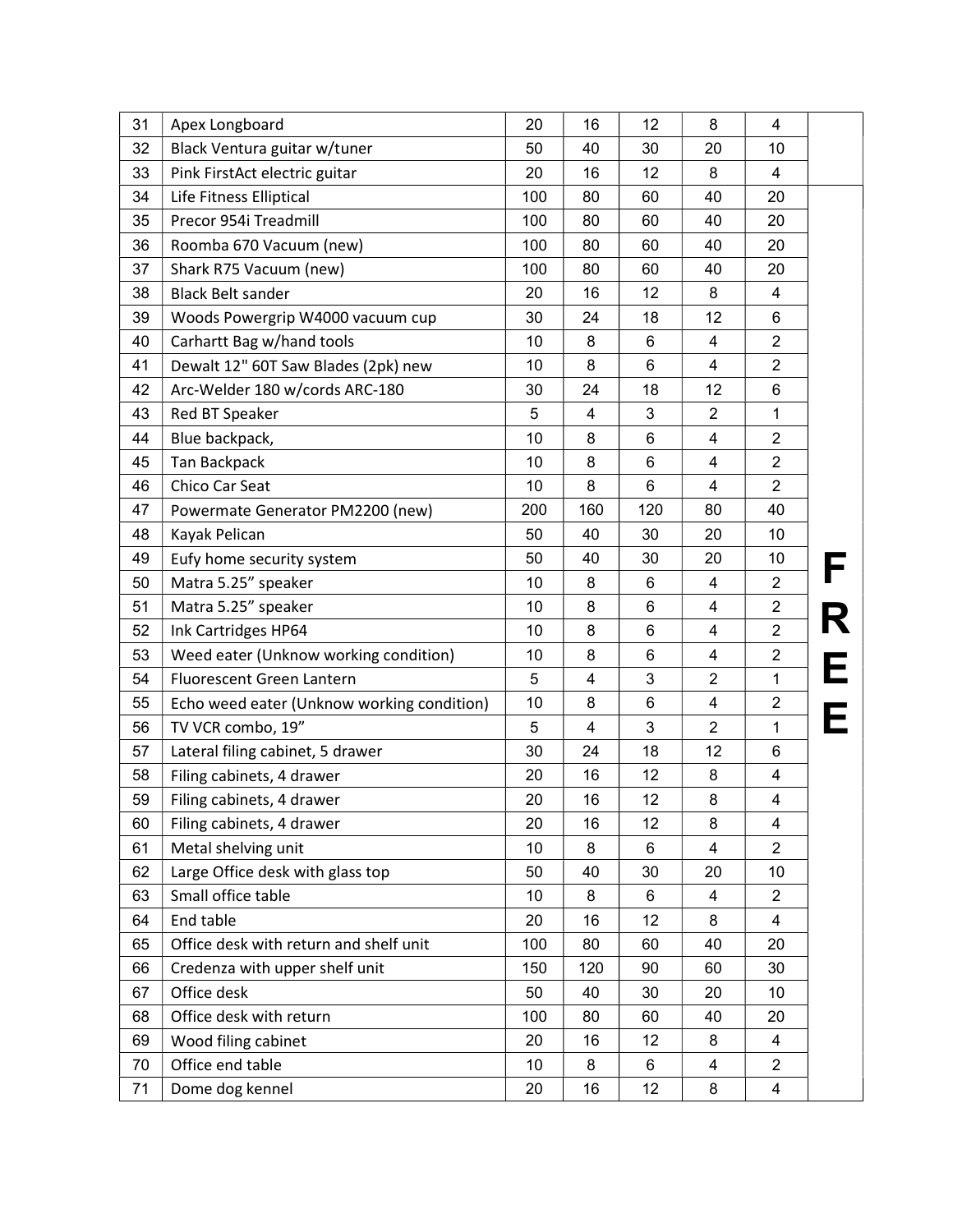| | | | | | | | |
|---|---|---|---|---|---|---|---|
| 31 | Apex Longboard | 20 | 16 | 12 | 8 | 4 | |
| 32 | Black Ventura guitar w/tuner | 50 | 40 | 30 | 20 | 10 | |
| 33 | Pink FirstAct electric guitar | 20 | 16 | 12 | 8 | 4 | |
| 34 | Life Fitness Elliptical | 100 | 80 | 60 | 40 | 20 | FREE |
| 35 | Precor 954i Treadmill | 100 | 80 | 60 | 40 | 20 | |
| 36 | Roomba 670 Vacuum (new) | 100 | 80 | 60 | 40 | 20 | |
| 37 | Shark R75 Vacuum (new) | 100 | 80 | 60 | 40 | 20 | |
| 38 | Black Belt sander | 20 | 16 | 12 | 8 | 4 | |
| 39 | Woods Powergrip W4000 vacuum cup | 30 | 24 | 18 | 12 | 6 | |
| 40 | Carhartt Bag w/hand tools | 10 | 8 | 6 | 4 | 2 | |
| 41 | Dewalt 12" 60T Saw Blades (2pk) new | 10 | 8 | 6 | 4 | 2 | |
| 42 | Arc-Welder 180 w/cords ARC-180 | 30 | 24 | 18 | 12 | 6 | |
| 43 | Red BT Speaker | 5 | 4 | 3 | 2 | 1 | |
| 44 | Blue backpack, | 10 | 8 | 6 | 4 | 2 | |
| 45 | Tan Backpack | 10 | 8 | 6 | 4 | 2 | |
| 46 | Chico Car Seat | 10 | 8 | 6 | 4 | 2 | |
| 47 | Powermate Generator PM2200 (new) | 200 | 160 | 120 | 80 | 40 | |
| 48 | Kayak Pelican | 50 | 40 | 30 | 20 | 10 | |
| 49 | Eufy home security system | 50 | 40 | 30 | 20 | 10 | |
| 50 | Matra 5.25" speaker | 10 | 8 | 6 | 4 | 2 | |
| 51 | Matra 5.25" speaker | 10 | 8 | 6 | 4 | 2 | |
| 52 | Ink Cartridges HP64 | 10 | 8 | 6 | 4 | 2 | |
| 53 | Weed eater (Unknow working condition) | 10 | 8 | 6 | 4 | 2 | |
| 54 | Fluorescent Green Lantern | 5 | 4 | 3 | 2 | 1 | |
| 55 | Echo weed eater (Unknow working condition) | 10 | 8 | 6 | 4 | 2 | |
| 56 | TV VCR combo, 19" | 5 | 4 | 3 | 2 | 1 | |
| 57 | Lateral filing cabinet, 5 drawer | 30 | 24 | 18 | 12 | 6 | |
| 58 | Filing cabinets, 4 drawer | 20 | 16 | 12 | 8 | 4 | |
| 59 | Filing cabinets, 4 drawer | 20 | 16 | 12 | 8 | 4 | |
| 60 | Filing cabinets, 4 drawer | 20 | 16 | 12 | 8 | 4 | |
| 61 | Metal shelving unit | 10 | 8 | 6 | 4 | 2 | |
| 62 | Large Office desk with glass top | 50 | 40 | 30 | 20 | 10 | |
| 63 | Small office table | 10 | 8 | 6 | 4 | 2 | |
| 64 | End table | 20 | 16 | 12 | 8 | 4 | |
| 65 | Office desk with return and shelf unit | 100 | 80 | 60 | 40 | 20 | |
| 66 | Credenza with upper shelf unit | 150 | 120 | 90 | 60 | 30 | |
| 67 | Office desk | 50 | 40 | 30 | 20 | 10 | |
| 68 | Office desk with return | 100 | 80 | 60 | 40 | 20 | |
| 69 | Wood filing cabinet | 20 | 16 | 12 | 8 | 4 | |
| 70 | Office end table | 10 | 8 | 6 | 4 | 2 | |
| 71 | Dome dog kennel | 20 | 16 | 12 | 8 | 4 | |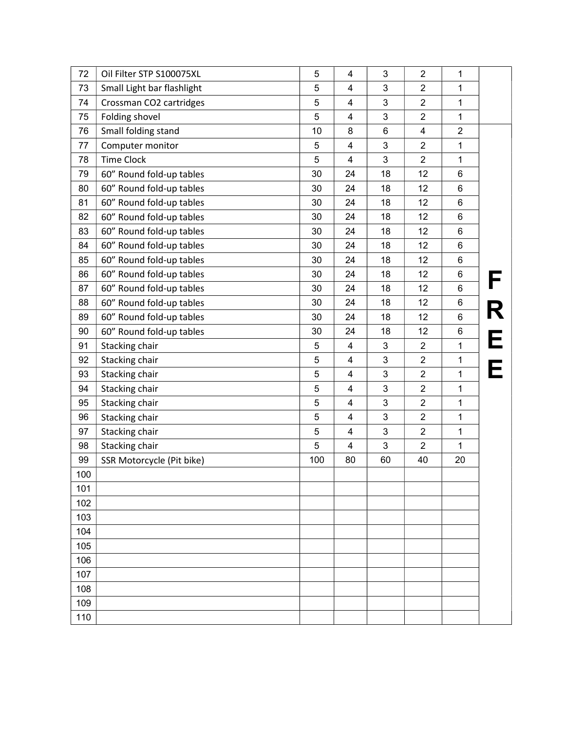| | | | | | | | |
|---|---|---|---|---|---|---|---|
| 72 | Oil Filter STP S100075XL | 5 | 4 | 3 | 2 | 1 | |
| 73 | Small Light bar flashlight | 5 | 4 | 3 | 2 | 1 | |
| 74 | Crossman CO2 cartridges | 5 | 4 | 3 | 2 | 1 | |
| 75 | Folding shovel | 5 | 4 | 3 | 2 | 1 | |
| 76 | Small folding stand | 10 | 8 | 6 | 4 | 2 | FREE |
| 77 | Computer monitor | 5 | 4 | 3 | 2 | 1 | |
| 78 | Time Clock | 5 | 4 | 3 | 2 | 1 | |
| 79 | 60" Round fold-up tables | 30 | 24 | 18 | 12 | 6 | |
| 80 | 60" Round fold-up tables | 30 | 24 | 18 | 12 | 6 | |
| 81 | 60" Round fold-up tables | 30 | 24 | 18 | 12 | 6 | |
| 82 | 60" Round fold-up tables | 30 | 24 | 18 | 12 | 6 | |
| 83 | 60" Round fold-up tables | 30 | 24 | 18 | 12 | 6 | |
| 84 | 60" Round fold-up tables | 30 | 24 | 18 | 12 | 6 | |
| 85 | 60" Round fold-up tables | 30 | 24 | 18 | 12 | 6 | |
| 86 | 60" Round fold-up tables | 30 | 24 | 18 | 12 | 6 | |
| 87 | 60" Round fold-up tables | 30 | 24 | 18 | 12 | 6 | |
| 88 | 60" Round fold-up tables | 30 | 24 | 18 | 12 | 6 | |
| 89 | 60" Round fold-up tables | 30 | 24 | 18 | 12 | 6 | |
| 90 | 60" Round fold-up tables | 30 | 24 | 18 | 12 | 6 | |
| 91 | Stacking chair | 5 | 4 | 3 | 2 | 1 | |
| 92 | Stacking chair | 5 | 4 | 3 | 2 | 1 | |
| 93 | Stacking chair | 5 | 4 | 3 | 2 | 1 | |
| 94 | Stacking chair | 5 | 4 | 3 | 2 | 1 | |
| 95 | Stacking chair | 5 | 4 | 3 | 2 | 1 | |
| 96 | Stacking chair | 5 | 4 | 3 | 2 | 1 | |
| 97 | Stacking chair | 5 | 4 | 3 | 2 | 1 | |
| 98 | Stacking chair | 5 | 4 | 3 | 2 | 1 | |
| 99 | SSR Motorcycle (Pit bike) | 100 | 80 | 60 | 40 | 20 | |
| 100 | | | | | | | |
| 101 | | | | | | | |
| 102 | | | | | | | |
| 103 | | | | | | | |
| 104 | | | | | | | |
| 105 | | | | | | | |
| 106 | | | | | | | |
| 107 | | | | | | | |
| 108 | | | | | | | |
| 109 | | | | | | | |
| 110 | | | | | | | |